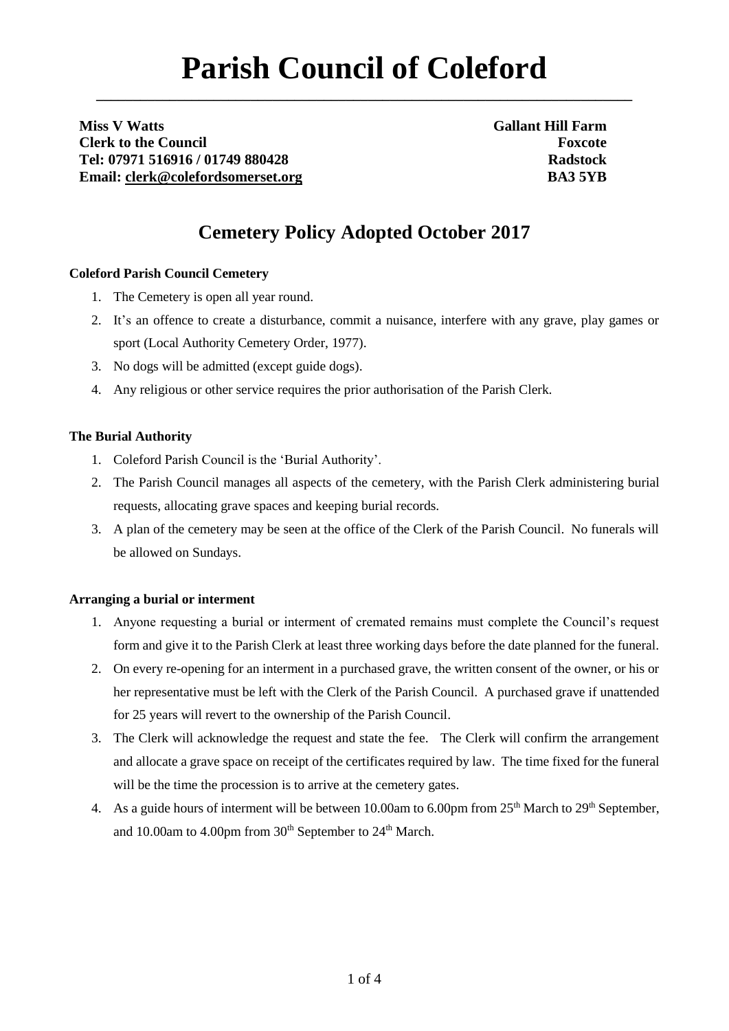# Parish Council of Coleford

**Miss V Watts**
**Clerk to the Council**
**Tel: 07971 516916 / 01749 880428**
**Email: clerk@colefordsomerset.org**

**Gallant Hill Farm**
**Foxcote**
**Radstock**
**BA3 5YB**

## Cemetery Policy Adopted October 2017

**Coleford Parish Council Cemetery**

1. The Cemetery is open all year round.
2. It's an offence to create a disturbance, commit a nuisance, interfere with any grave, play games or sport (Local Authority Cemetery Order, 1977).
3. No dogs will be admitted (except guide dogs).
4. Any religious or other service requires the prior authorisation of the Parish Clerk.

**The Burial Authority**

1. Coleford Parish Council is the 'Burial Authority'.
2. The Parish Council manages all aspects of the cemetery, with the Parish Clerk administering burial requests, allocating grave spaces and keeping burial records.
3. A plan of the cemetery may be seen at the office of the Clerk of the Parish Council. No funerals will be allowed on Sundays.

**Arranging a burial or interment**

1. Anyone requesting a burial or interment of cremated remains must complete the Council's request form and give it to the Parish Clerk at least three working days before the date planned for the funeral.
2. On every re-opening for an interment in a purchased grave, the written consent of the owner, or his or her representative must be left with the Clerk of the Parish Council. A purchased grave if unattended for 25 years will revert to the ownership of the Parish Council.
3. The Clerk will acknowledge the request and state the fee. The Clerk will confirm the arrangement and allocate a grave space on receipt of the certificates required by law. The time fixed for the funeral will be the time the procession is to arrive at the cemetery gates.
4. As a guide hours of interment will be between 10.00am to 6.00pm from 25th March to 29th September, and 10.00am to 4.00pm from 30th September to 24th March.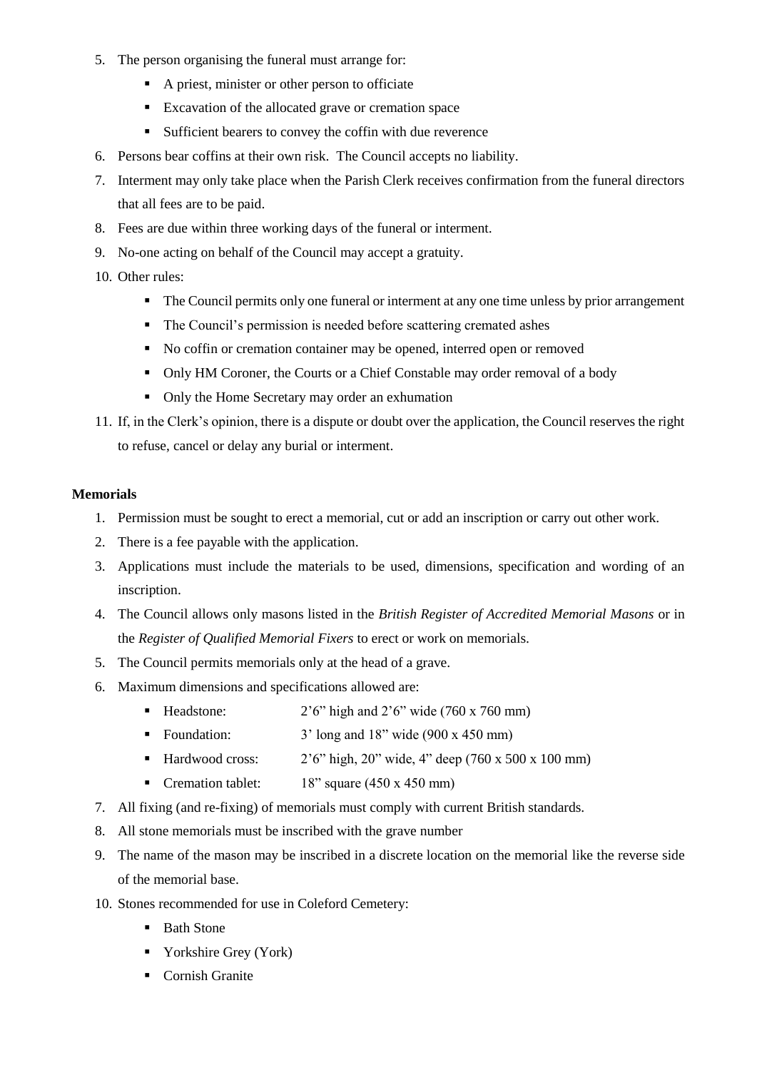5. The person organising the funeral must arrange for:
   - A priest, minister or other person to officiate
   - Excavation of the allocated grave or cremation space
   - Sufficient bearers to convey the coffin with due reverence
6. Persons bear coffins at their own risk. The Council accepts no liability.
7. Interment may only take place when the Parish Clerk receives confirmation from the funeral directors that all fees are to be paid.
8. Fees are due within three working days of the funeral or interment.
9. No-one acting on behalf of the Council may accept a gratuity.
10. Other rules:
    - The Council permits only one funeral or interment at any one time unless by prior arrangement
    - The Council's permission is needed before scattering cremated ashes
    - No coffin or cremation container may be opened, interred open or removed
    - Only HM Coroner, the Courts or a Chief Constable may order removal of a body
    - Only the Home Secretary may order an exhumation
11. If, in the Clerk's opinion, there is a dispute or doubt over the application, the Council reserves the right to refuse, cancel or delay any burial or interment.

**Memorials**

1. Permission must be sought to erect a memorial, cut or add an inscription or carry out other work.
2. There is a fee payable with the application.
3. Applications must include the materials to be used, dimensions, specification and wording of an inscription.
4. The Council allows only masons listed in the *British Register of Accredited Memorial Masons* or in the *Register of Qualified Memorial Fixers* to erect or work on memorials.
5. The Council permits memorials only at the head of a grave.
6. Maximum dimensions and specifications allowed are:
   - Headstone: 2'6" high and 2'6" wide (760 x 760 mm)
   - Foundation: 3' long and 18" wide (900 x 450 mm)
   - Hardwood cross: 2'6" high, 20" wide, 4" deep (760 x 500 x 100 mm)
   - Cremation tablet: 18" square (450 x 450 mm)
7. All fixing (and re-fixing) of memorials must comply with current British standards.
8. All stone memorials must be inscribed with the grave number
9. The name of the mason may be inscribed in a discrete location on the memorial like the reverse side of the memorial base.
10. Stones recommended for use in Coleford Cemetery:
    - Bath Stone
    - Yorkshire Grey (York)
    - Cornish Granite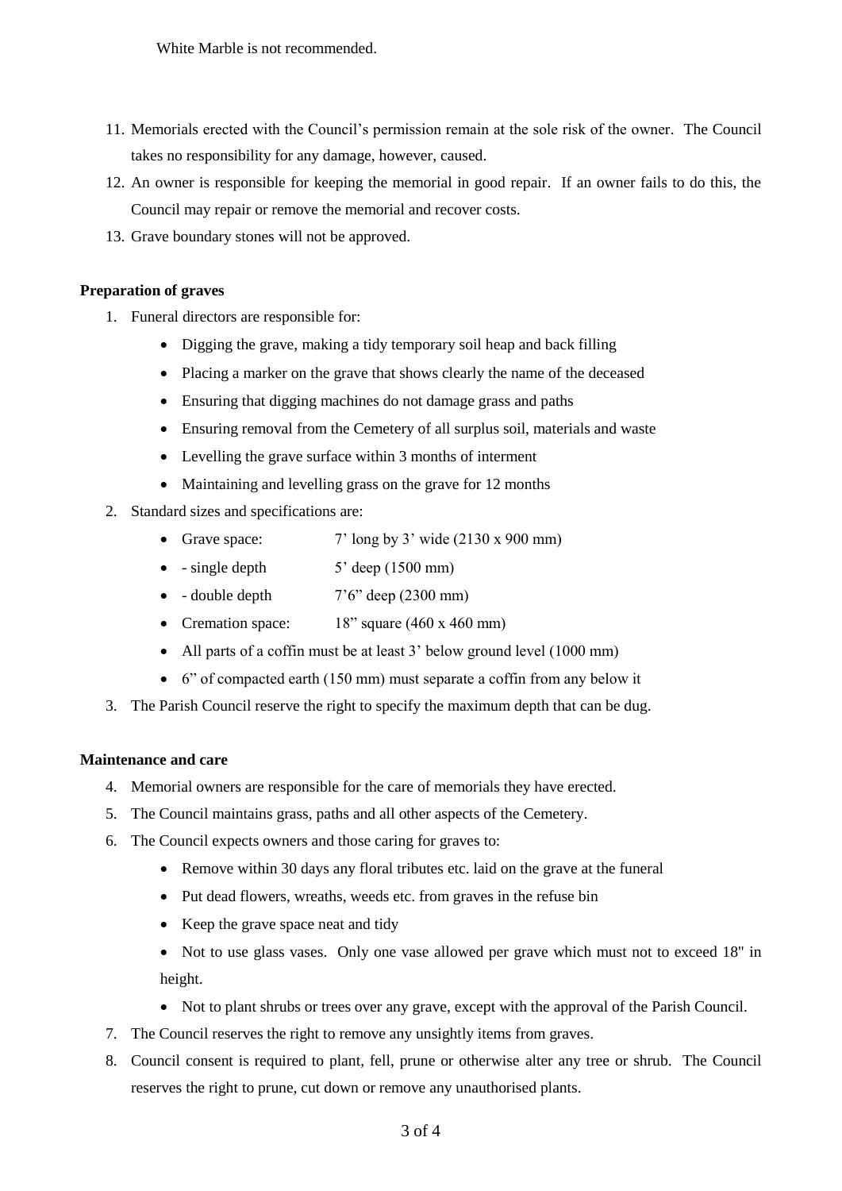White Marble is not recommended.

11. Memorials erected with the Council's permission remain at the sole risk of the owner. The Council takes no responsibility for any damage, however, caused.
12. An owner is responsible for keeping the memorial in good repair. If an owner fails to do this, the Council may repair or remove the memorial and recover costs.
13. Grave boundary stones will not be approved.

**Preparation of graves**

1. Funeral directors are responsible for:
    - Digging the grave, making a tidy temporary soil heap and back filling
    - Placing a marker on the grave that shows clearly the name of the deceased
    - Ensuring that digging machines do not damage grass and paths
    - Ensuring removal from the Cemetery of all surplus soil, materials and waste
    - Levelling the grave surface within 3 months of interment
    - Maintaining and levelling grass on the grave for 12 months
2. Standard sizes and specifications are:
    - Grave space: 7' long by 3' wide (2130 x 900 mm)
    - - single depth 5' deep (1500 mm)
    - - double depth 7'6" deep (2300 mm)
    - Cremation space: 18" square (460 x 460 mm)
    - All parts of a coffin must be at least 3' below ground level (1000 mm)
    - 6" of compacted earth (150 mm) must separate a coffin from any below it
3. The Parish Council reserve the right to specify the maximum depth that can be dug.

**Maintenance and care**

4. Memorial owners are responsible for the care of memorials they have erected.
5. The Council maintains grass, paths and all other aspects of the Cemetery.
6. The Council expects owners and those caring for graves to:
    - Remove within 30 days any floral tributes etc. laid on the grave at the funeral
    - Put dead flowers, wreaths, weeds etc. from graves in the refuse bin
    - Keep the grave space neat and tidy
    - Not to use glass vases. Only one vase allowed per grave which must not to exceed 18" in height.
    - Not to plant shrubs or trees over any grave, except with the approval of the Parish Council.
7. The Council reserves the right to remove any unsightly items from graves.
8. Council consent is required to plant, fell, prune or otherwise alter any tree or shrub. The Council reserves the right to prune, cut down or remove any unauthorised plants.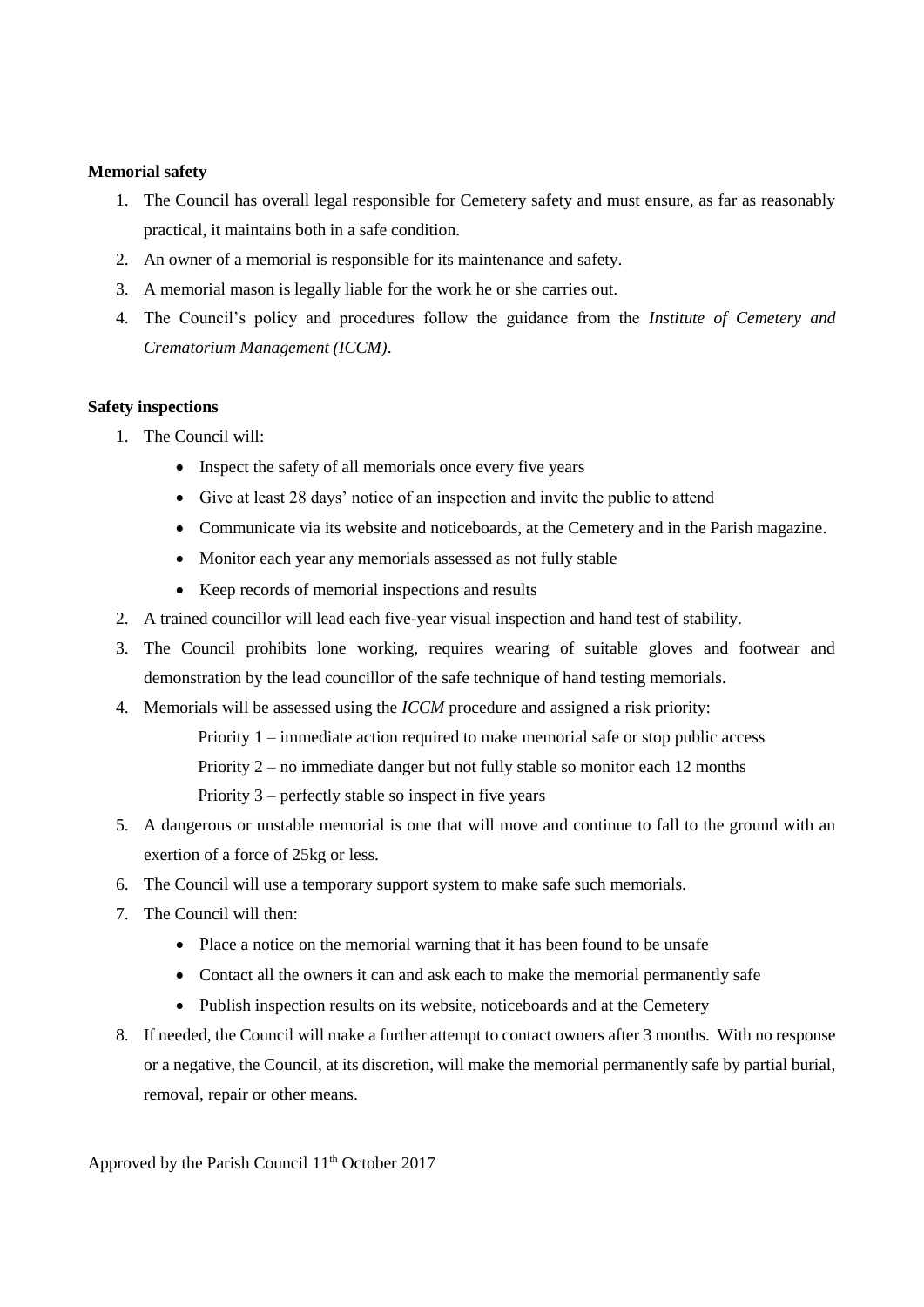**Memorial safety**

1. The Council has overall legal responsible for Cemetery safety and must ensure, as far as reasonably practical, it maintains both in a safe condition.
2. An owner of a memorial is responsible for its maintenance and safety.
3. A memorial mason is legally liable for the work he or she carries out.
4. The Council's policy and procedures follow the guidance from the *Institute of Cemetery and Crematorium Management (ICCM)*.

**Safety inspections**

1. The Council will:
    - Inspect the safety of all memorials once every five years
    - Give at least 28 days' notice of an inspection and invite the public to attend
    - Communicate via its website and noticeboards, at the Cemetery and in the Parish magazine.
    - Monitor each year any memorials assessed as not fully stable
    - Keep records of memorial inspections and results
2. A trained councillor will lead each five-year visual inspection and hand test of stability.
3. The Council prohibits lone working, requires wearing of suitable gloves and footwear and demonstration by the lead councillor of the safe technique of hand testing memorials.
4. Memorials will be assessed using the *ICCM* procedure and assigned a risk priority:

   Priority 1 – immediate action required to make memorial safe or stop public access

   Priority 2 – no immediate danger but not fully stable so monitor each 12 months

   Priority 3 – perfectly stable so inspect in five years
5. A dangerous or unstable memorial is one that will move and continue to fall to the ground with an exertion of a force of 25kg or less.
6. The Council will use a temporary support system to make safe such memorials.
7. The Council will then:
    - Place a notice on the memorial warning that it has been found to be unsafe
    - Contact all the owners it can and ask each to make the memorial permanently safe
    - Publish inspection results on its website, noticeboards and at the Cemetery
8. If needed, the Council will make a further attempt to contact owners after 3 months. With no response or a negative, the Council, at its discretion, will make the memorial permanently safe by partial burial, removal, repair or other means.

Approved by the Parish Council 11th October 2017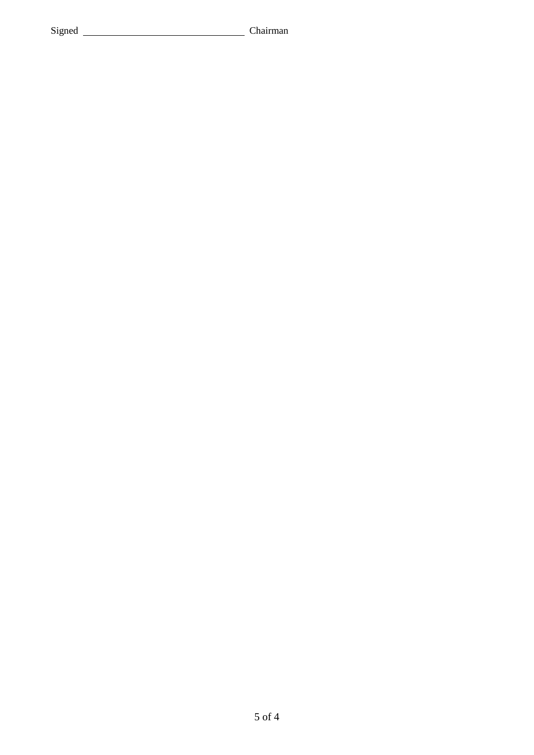Signed ________________________________ Chairman